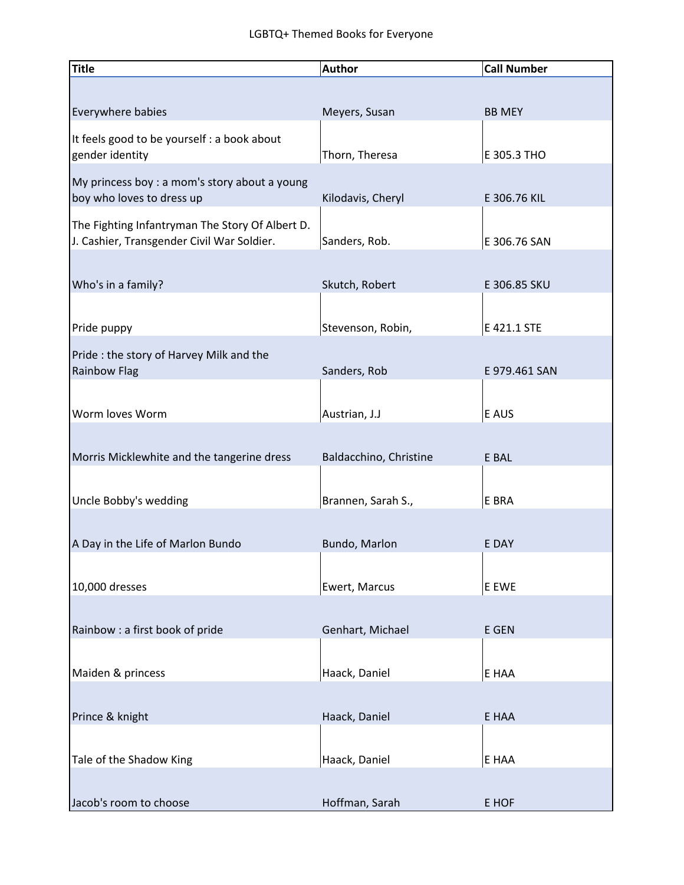LGBTQ+ Themed Books for Everyone

| Title | Author | Call Number |
| --- | --- | --- |
| Everywhere babies | Meyers, Susan | BB MEY |
| It feels good to be yourself : a book about gender identity | Thorn, Theresa | E 305.3 THO |
| My princess boy : a mom's story about a young boy who loves to dress up | Kilodavis, Cheryl | E 306.76 KIL |
| The Fighting Infantryman The Story Of Albert D. J. Cashier, Transgender Civil War Soldier. | Sanders, Rob. | E 306.76 SAN |
| Who's in a family? | Skutch, Robert | E 306.85 SKU |
| Pride puppy | Stevenson, Robin, | E 421.1 STE |
| Pride : the story of Harvey Milk and the Rainbow Flag | Sanders, Rob | E 979.461 SAN |
| Worm loves Worm | Austrian, J.J | E AUS |
| Morris Micklewhite and the tangerine dress | Baldacchino, Christine | E BAL |
| Uncle Bobby's wedding | Brannen, Sarah S., | E BRA |
| A Day in the Life of Marlon Bundo | Bundo, Marlon | E DAY |
| 10,000 dresses | Ewert, Marcus | E EWE |
| Rainbow : a first book of pride | Genhart, Michael | E GEN |
| Maiden & princess | Haack, Daniel | E HAA |
| Prince & knight | Haack, Daniel | E HAA |
| Tale of the Shadow King | Haack, Daniel | E HAA |
| Jacob's room to choose | Hoffman, Sarah | E HOF |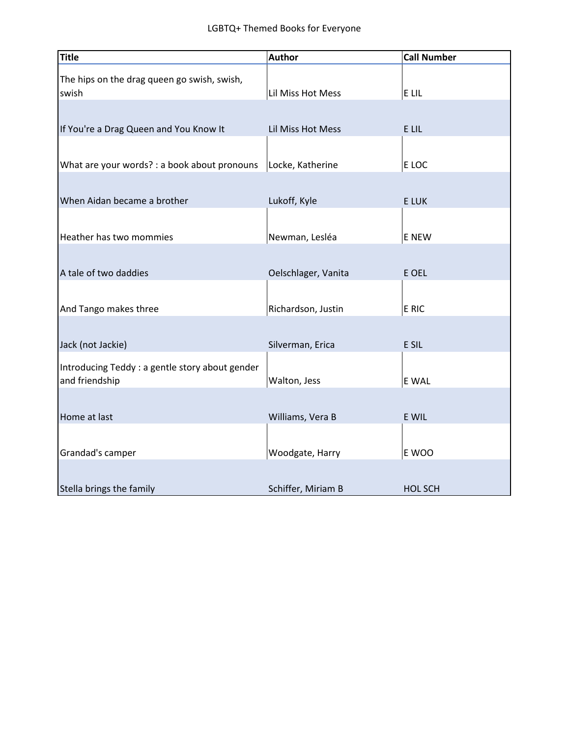LGBTQ+ Themed Books for Everyone

| Title | Author | Call Number |
|---|---|---|
| The hips on the drag queen go swish, swish, swish | Lil Miss Hot Mess | E LIL |
| If You're a Drag Queen and You Know It | Lil Miss Hot Mess | E LIL |
| What are your words? : a book about pronouns | Locke, Katherine | E LOC |
| When Aidan became a brother | Lukoff, Kyle | E LUK |
| Heather has two mommies | Newman, Lesléa | E NEW |
| A tale of two daddies | Oelschlager, Vanita | E OEL |
| And Tango makes three | Richardson, Justin | E RIC |
| Jack (not Jackie) | Silverman, Erica | E SIL |
| Introducing Teddy : a gentle story about gender and friendship | Walton, Jess | E WAL |
| Home at last | Williams, Vera B | E WIL |
| Grandad's camper | Woodgate, Harry | E WOO |
| Stella brings the family | Schiffer, Miriam B | HOL SCH |